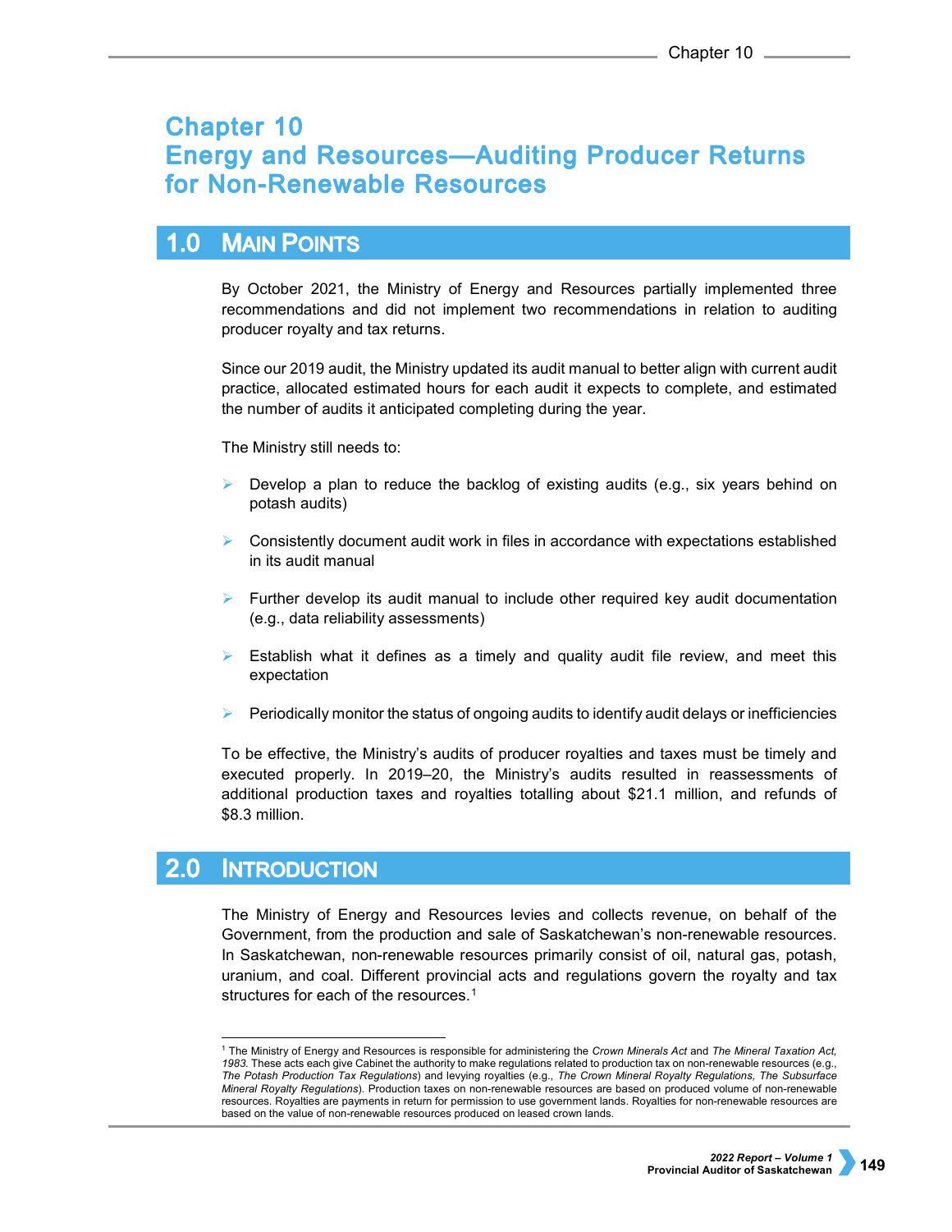# Chapter 10
# Energy and Resources—Auditing Producer Returns for Non-Renewable Resources

## 1.0 Main Points

By October 2021, the Ministry of Energy and Resources partially implemented three recommendations and did not implement two recommendations in relation to auditing producer royalty and tax returns.

Since our 2019 audit, the Ministry updated its audit manual to better align with current audit practice, allocated estimated hours for each audit it expects to complete, and estimated the number of audits it anticipated completing during the year.

The Ministry still needs to:

- Develop a plan to reduce the backlog of existing audits (e.g., six years behind on potash audits)
- Consistently document audit work in files in accordance with expectations established in its audit manual
- Further develop its audit manual to include other required key audit documentation (e.g., data reliability assessments)
- Establish what it defines as a timely and quality audit file review, and meet this expectation
- Periodically monitor the status of ongoing audits to identify audit delays or inefficiencies

To be effective, the Ministry's audits of producer royalties and taxes must be timely and executed properly. In 2019–20, the Ministry's audits resulted in reassessments of additional production taxes and royalties totalling about $21.1 million, and refunds of $8.3 million.

## 2.0 Introduction

The Ministry of Energy and Resources levies and collects revenue, on behalf of the Government, from the production and sale of Saskatchewan's non-renewable resources. In Saskatchewan, non-renewable resources primarily consist of oil, natural gas, potash, uranium, and coal. Different provincial acts and regulations govern the royalty and tax structures for each of the resources.[1]

[1] The Ministry of Energy and Resources is responsible for administering the *Crown Minerals Act* and *The Mineral Taxation Act, 1983*. These acts each give Cabinet the authority to make regulations related to production tax on non-renewable resources (e.g., *The Potash Production Tax Regulations*) and levying royalties (e.g., *The Crown Mineral Royalty Regulations*, *The Subsurface Mineral Royalty Regulations*). Production taxes on non-renewable resources are based on produced volume of non-renewable resources. Royalties are payments in return for permission to use government lands. Royalties for non-renewable resources are based on the value of non-renewable resources produced on leased crown lands.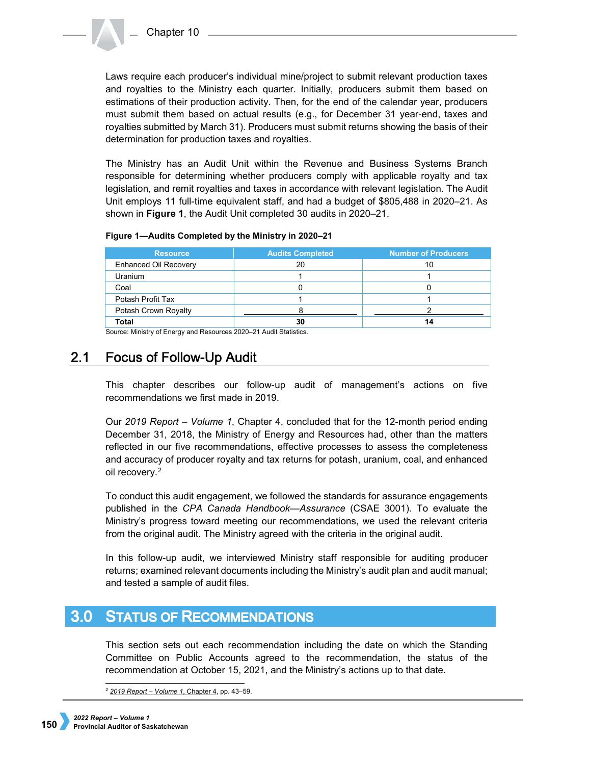Laws require each producer's individual mine/project to submit relevant production taxes and royalties to the Ministry each quarter. Initially, producers submit them based on estimations of their production activity. Then, for the end of the calendar year, producers must submit them based on actual results (e.g., for December 31 year-end, taxes and royalties submitted by March 31). Producers must submit returns showing the basis of their determination for production taxes and royalties.

The Ministry has an Audit Unit within the Revenue and Business Systems Branch responsible for determining whether producers comply with applicable royalty and tax legislation, and remit royalties and taxes in accordance with relevant legislation. The Audit Unit employs 11 full-time equivalent staff, and had a budget of $805,488 in 2020–21. As shown in **Figure 1**, the Audit Unit completed 30 audits in 2020–21.

**Figure 1—Audits Completed by the Ministry in 2020–21**

| Resource | Audits Completed | Number of Producers |
|---|---|---|
| Enhanced Oil Recovery | 20 | 10 |
| Uranium | 1 | 1 |
| Coal | 0 | 0 |
| Potash Profit Tax | 1 | 1 |
| Potash Crown Royalty | 8 | 2 |
| **Total** | **30** | **14** |

Source: Ministry of Energy and Resources 2020–21 Audit Statistics.

## 2.1 Focus of Follow-Up Audit

This chapter describes our follow-up audit of management's actions on five recommendations we first made in 2019.

Our *2019 Report – Volume 1*, Chapter 4, concluded that for the 12-month period ending December 31, 2018, the Ministry of Energy and Resources had, other than the matters reflected in our five recommendations, effective processes to assess the completeness and accuracy of producer royalty and tax returns for potash, uranium, coal, and enhanced oil recovery.[2]

To conduct this audit engagement, we followed the standards for assurance engagements published in the *CPA Canada Handbook—Assurance* (CSAE 3001). To evaluate the Ministry's progress toward meeting our recommendations, we used the relevant criteria from the original audit. The Ministry agreed with the criteria in the original audit.

In this follow-up audit, we interviewed Ministry staff responsible for auditing producer returns; examined relevant documents including the Ministry's audit plan and audit manual; and tested a sample of audit files.

# 3.0 Status of Recommendations

This section sets out each recommendation including the date on which the Standing Committee on Public Accounts agreed to the recommendation, the status of the recommendation at October 15, 2021, and the Ministry's actions up to that date.

[2] 2019 Report – Volume 1, Chapter 4, pp. 43–59.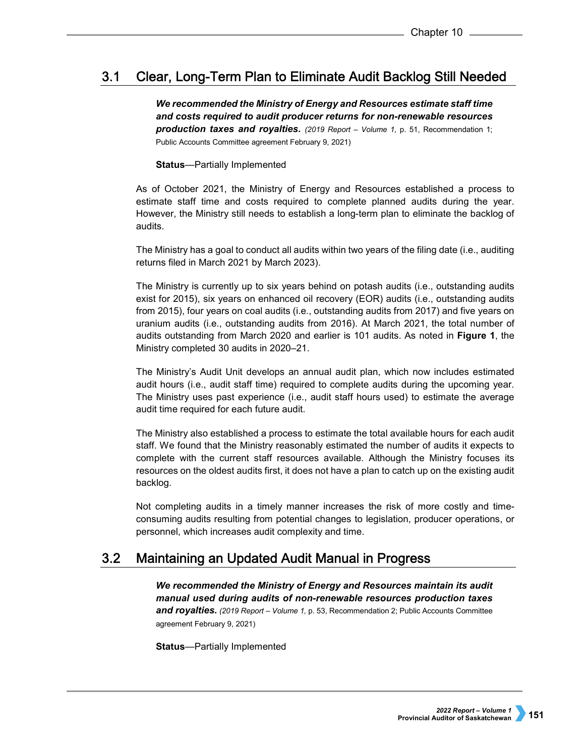## 3.1 Clear, Long-Term Plan to Eliminate Audit Backlog Still Needed

***We recommended the Ministry of Energy and Resources estimate staff time and costs required to audit producer returns for non-renewable resources production taxes and royalties.*** *(2019 Report – Volume 1,* p. 51, Recommendation 1; Public Accounts Committee agreement February 9, 2021)

**Status**—Partially Implemented

As of October 2021, the Ministry of Energy and Resources established a process to estimate staff time and costs required to complete planned audits during the year. However, the Ministry still needs to establish a long-term plan to eliminate the backlog of audits.

The Ministry has a goal to conduct all audits within two years of the filing date (i.e., auditing returns filed in March 2021 by March 2023).

The Ministry is currently up to six years behind on potash audits (i.e., outstanding audits exist for 2015), six years on enhanced oil recovery (EOR) audits (i.e., outstanding audits from 2015), four years on coal audits (i.e., outstanding audits from 2017) and five years on uranium audits (i.e., outstanding audits from 2016). At March 2021, the total number of audits outstanding from March 2020 and earlier is 101 audits. As noted in **Figure 1**, the Ministry completed 30 audits in 2020–21.

The Ministry's Audit Unit develops an annual audit plan, which now includes estimated audit hours (i.e., audit staff time) required to complete audits during the upcoming year. The Ministry uses past experience (i.e., audit staff hours used) to estimate the average audit time required for each future audit.

The Ministry also established a process to estimate the total available hours for each audit staff. We found that the Ministry reasonably estimated the number of audits it expects to complete with the current staff resources available. Although the Ministry focuses its resources on the oldest audits first, it does not have a plan to catch up on the existing audit backlog.

Not completing audits in a timely manner increases the risk of more costly and time-consuming audits resulting from potential changes to legislation, producer operations, or personnel, which increases audit complexity and time.

## 3.2 Maintaining an Updated Audit Manual in Progress

***We recommended the Ministry of Energy and Resources maintain its audit manual used during audits of non-renewable resources production taxes and royalties.*** *(2019 Report – Volume 1,* p. 53, Recommendation 2; Public Accounts Committee agreement February 9, 2021)

**Status**—Partially Implemented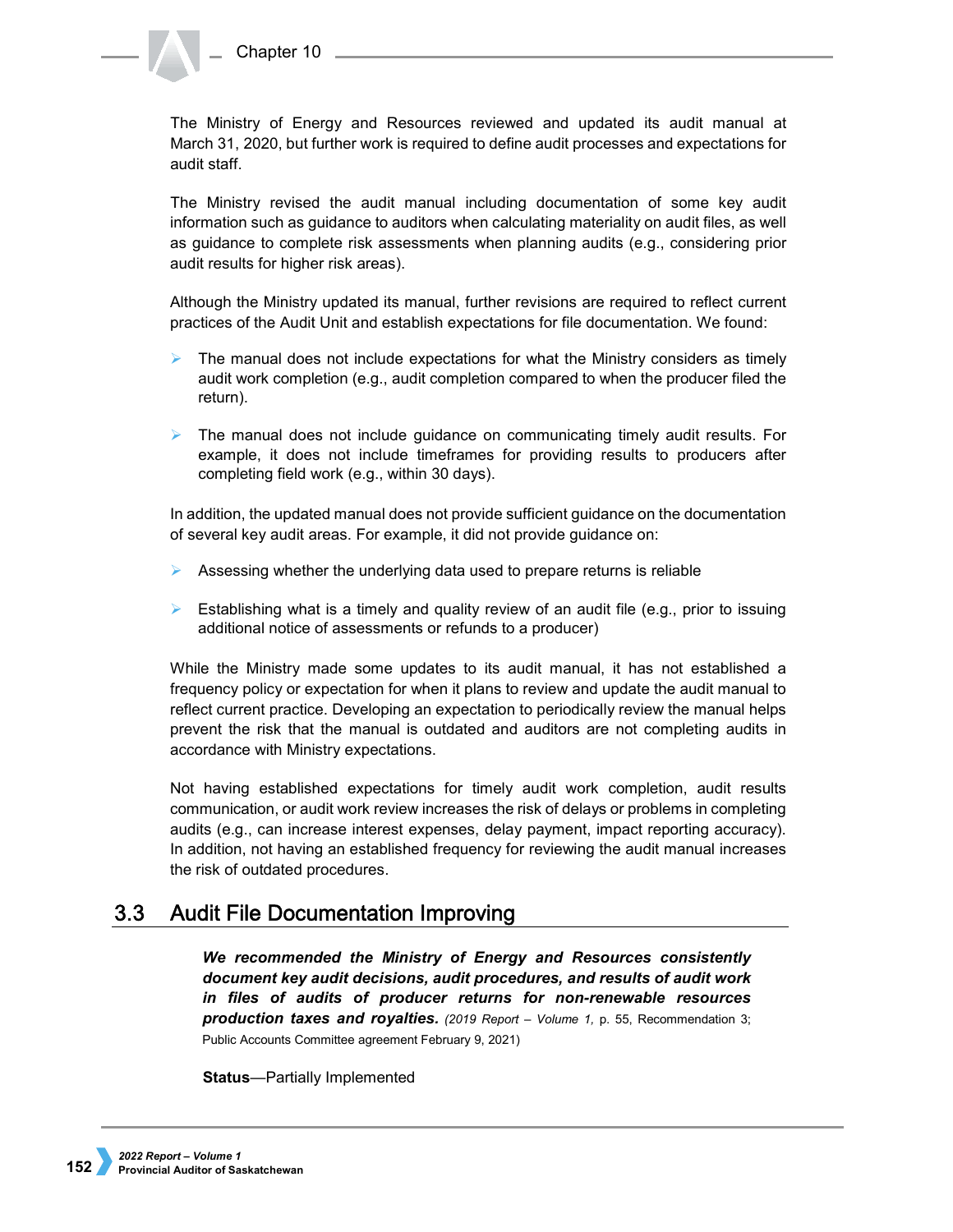The Ministry of Energy and Resources reviewed and updated its audit manual at March 31, 2020, but further work is required to define audit processes and expectations for audit staff.

The Ministry revised the audit manual including documentation of some key audit information such as guidance to auditors when calculating materiality on audit files, as well as guidance to complete risk assessments when planning audits (e.g., considering prior audit results for higher risk areas).

Although the Ministry updated its manual, further revisions are required to reflect current practices of the Audit Unit and establish expectations for file documentation. We found:

- The manual does not include expectations for what the Ministry considers as timely audit work completion (e.g., audit completion compared to when the producer filed the return).
- The manual does not include guidance on communicating timely audit results. For example, it does not include timeframes for providing results to producers after completing field work (e.g., within 30 days).

In addition, the updated manual does not provide sufficient guidance on the documentation of several key audit areas. For example, it did not provide guidance on:

- Assessing whether the underlying data used to prepare returns is reliable
- Establishing what is a timely and quality review of an audit file (e.g., prior to issuing additional notice of assessments or refunds to a producer)

While the Ministry made some updates to its audit manual, it has not established a frequency policy or expectation for when it plans to review and update the audit manual to reflect current practice. Developing an expectation to periodically review the manual helps prevent the risk that the manual is outdated and auditors are not completing audits in accordance with Ministry expectations.

Not having established expectations for timely audit work completion, audit results communication, or audit work review increases the risk of delays or problems in completing audits (e.g., can increase interest expenses, delay payment, impact reporting accuracy). In addition, not having an established frequency for reviewing the audit manual increases the risk of outdated procedures.

## 3.3 Audit File Documentation Improving

***We recommended the Ministry of Energy and Resources consistently document key audit decisions, audit procedures, and results of audit work in files of audits of producer returns for non-renewable resources production taxes and royalties.*** (*2019 Report – Volume 1,* p. 55, Recommendation 3; Public Accounts Committee agreement February 9, 2021)

**Status**—Partially Implemented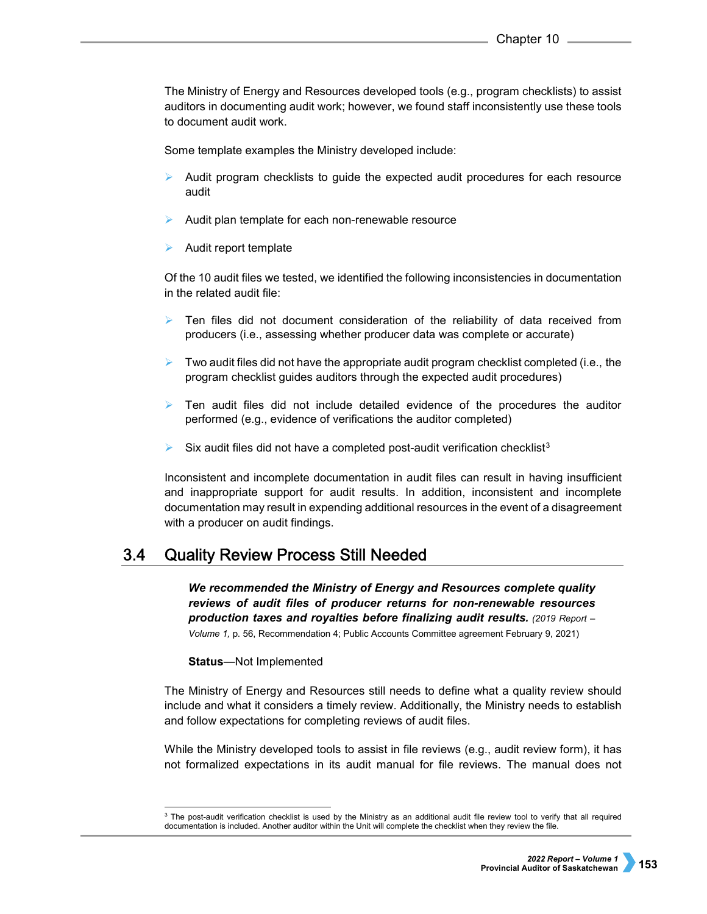The Ministry of Energy and Resources developed tools (e.g., program checklists) to assist auditors in documenting audit work; however, we found staff inconsistently use these tools to document audit work.

Some template examples the Ministry developed include:

- Audit program checklists to guide the expected audit procedures for each resource audit
- Audit plan template for each non-renewable resource
- Audit report template

Of the 10 audit files we tested, we identified the following inconsistencies in documentation in the related audit file:

- Ten files did not document consideration of the reliability of data received from producers (i.e., assessing whether producer data was complete or accurate)
- Two audit files did not have the appropriate audit program checklist completed (i.e., the program checklist guides auditors through the expected audit procedures)
- Ten audit files did not include detailed evidence of the procedures the auditor performed (e.g., evidence of verifications the auditor completed)
- Six audit files did not have a completed post-audit verification checklist[3]

Inconsistent and incomplete documentation in audit files can result in having insufficient and inappropriate support for audit results. In addition, inconsistent and incomplete documentation may result in expending additional resources in the event of a disagreement with a producer on audit findings.

## 3.4 Quality Review Process Still Needed

***We recommended the Ministry of Energy and Resources complete quality reviews of audit files of producer returns for non-renewable resources production taxes and royalties before finalizing audit results.*** *(2019 Report – Volume 1,* p. 56, Recommendation 4; Public Accounts Committee agreement February 9, 2021)

**Status**—Not Implemented

The Ministry of Energy and Resources still needs to define what a quality review should include and what it considers a timely review. Additionally, the Ministry needs to establish and follow expectations for completing reviews of audit files.

While the Ministry developed tools to assist in file reviews (e.g., audit review form), it has not formalized expectations in its audit manual for file reviews. The manual does not

[3] The post-audit verification checklist is used by the Ministry as an additional audit file review tool to verify that all required documentation is included. Another auditor within the Unit will complete the checklist when they review the file.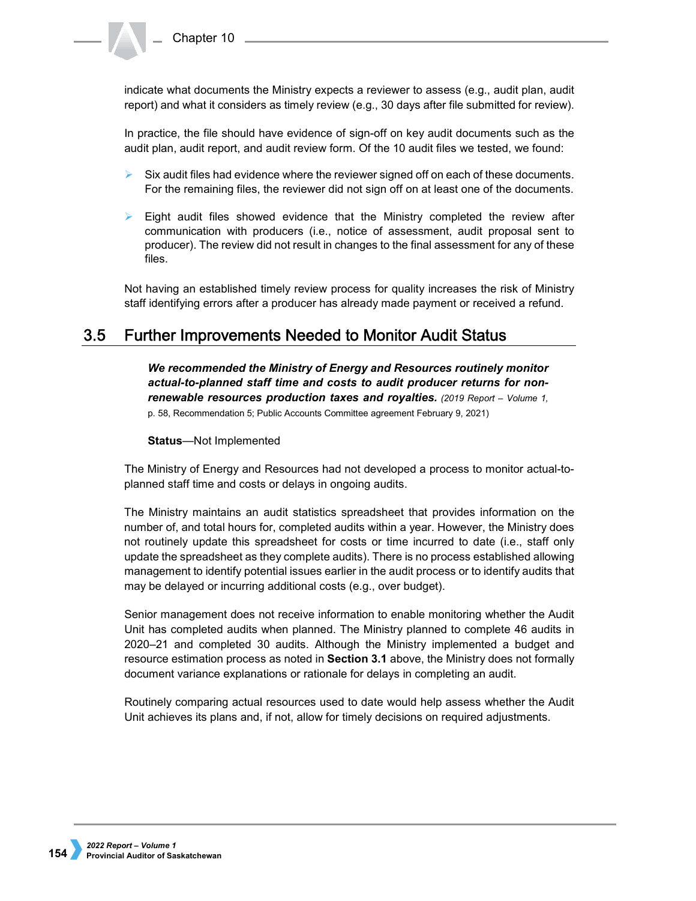indicate what documents the Ministry expects a reviewer to assess (e.g., audit plan, audit report) and what it considers as timely review (e.g., 30 days after file submitted for review).

In practice, the file should have evidence of sign-off on key audit documents such as the audit plan, audit report, and audit review form. Of the 10 audit files we tested, we found:

- Six audit files had evidence where the reviewer signed off on each of these documents. For the remaining files, the reviewer did not sign off on at least one of the documents.
- Eight audit files showed evidence that the Ministry completed the review after communication with producers (i.e., notice of assessment, audit proposal sent to producer). The review did not result in changes to the final assessment for any of these files.

Not having an established timely review process for quality increases the risk of Ministry staff identifying errors after a producer has already made payment or received a refund.

## 3.5 Further Improvements Needed to Monitor Audit Status

***We recommended the Ministry of Energy and Resources routinely monitor actual-to-planned staff time and costs to audit producer returns for non-renewable resources production taxes and royalties.*** *(2019 Report – Volume 1,* p. 58, Recommendation 5; Public Accounts Committee agreement February 9, 2021)

**Status**—Not Implemented

The Ministry of Energy and Resources had not developed a process to monitor actual-to-planned staff time and costs or delays in ongoing audits.

The Ministry maintains an audit statistics spreadsheet that provides information on the number of, and total hours for, completed audits within a year. However, the Ministry does not routinely update this spreadsheet for costs or time incurred to date (i.e., staff only update the spreadsheet as they complete audits). There is no process established allowing management to identify potential issues earlier in the audit process or to identify audits that may be delayed or incurring additional costs (e.g., over budget).

Senior management does not receive information to enable monitoring whether the Audit Unit has completed audits when planned. The Ministry planned to complete 46 audits in 2020–21 and completed 30 audits. Although the Ministry implemented a budget and resource estimation process as noted in **Section 3.1** above, the Ministry does not formally document variance explanations or rationale for delays in completing an audit.

Routinely comparing actual resources used to date would help assess whether the Audit Unit achieves its plans and, if not, allow for timely decisions on required adjustments.